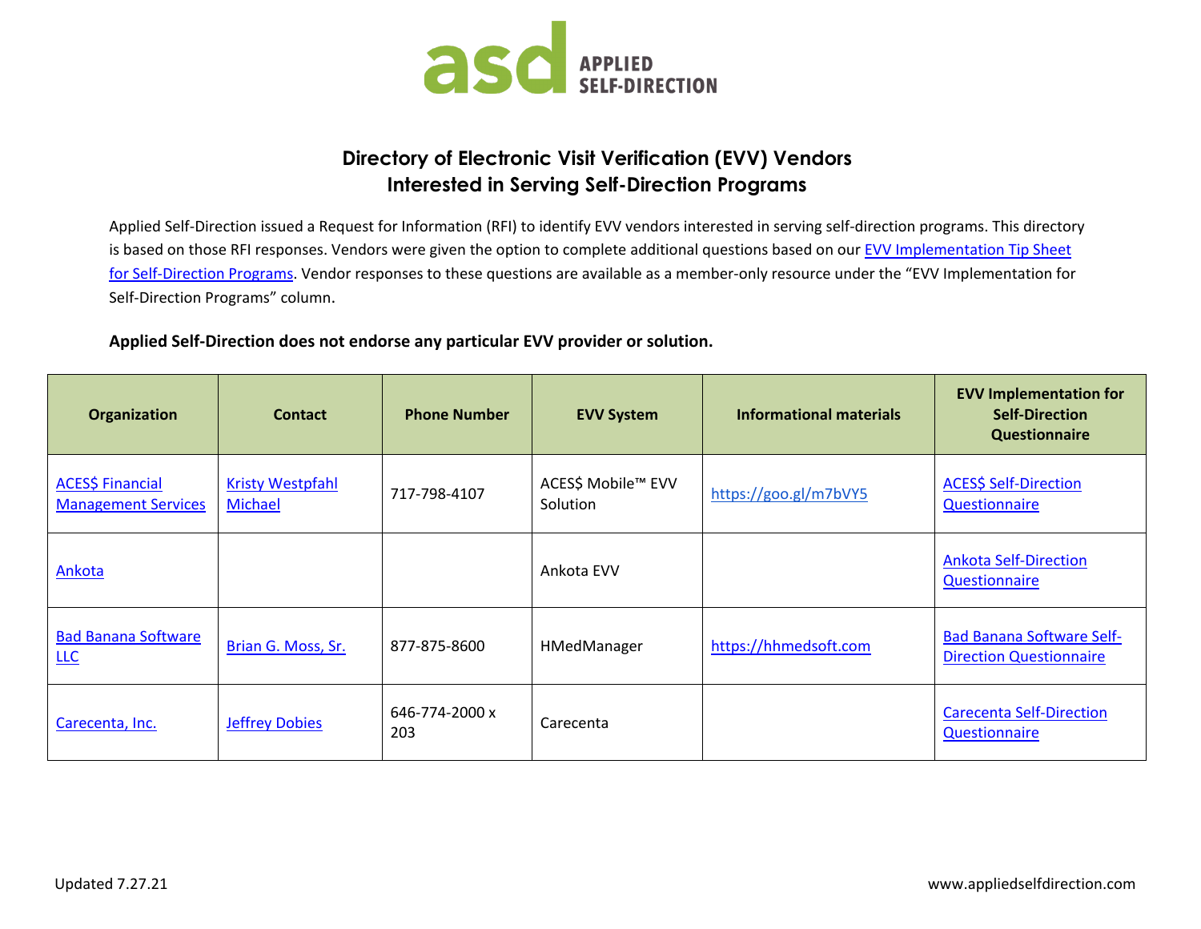# Directory of Electronic Visit Verification (EVV) Vendors Interested in Serving Self-Direction Programs

Applied Self-Direction issued a Request for Information (RFI) to identify EVV vendors interested in serving self-direction programs. This directory is based on those RFI responses. Vendors were given the option to complete additional questions based on our EVV Implementation Tip Sheet for Self-Direction Programs. Vendor responses to these questions are available as a member-only resource under the "EVV Implementation for Self-Direction Programs" column.

**Applied Self-Direction does not endorse any particular EVV provider or solution.**

| Organization | Contact | Phone Number | EVV System | Informational materials | EVV Implementation for Self-Direction Questionnaire |
|---|---|---|---|---|---|
| ACES$ Financial Management Services | Kristy Westpfahl Michael | 717-798-4107 | ACES$ Mobile™ EVV Solution | https://goo.gl/m7bVY5 | ACES$ Self-Direction Questionnaire |
| Ankota | | | Ankota EVV | | Ankota Self-Direction Questionnaire |
| Bad Banana Software LLC | Brian G. Moss, Sr. | 877-875-8600 | HMedManager | https://hhmedsoft.com | Bad Banana Software Self-Direction Questionnaire |
| Carecenta, Inc. | Jeffrey Dobies | 646-774-2000 x 203 | Carecenta | | Carecenta Self-Direction Questionnaire |

Updated 7.27.21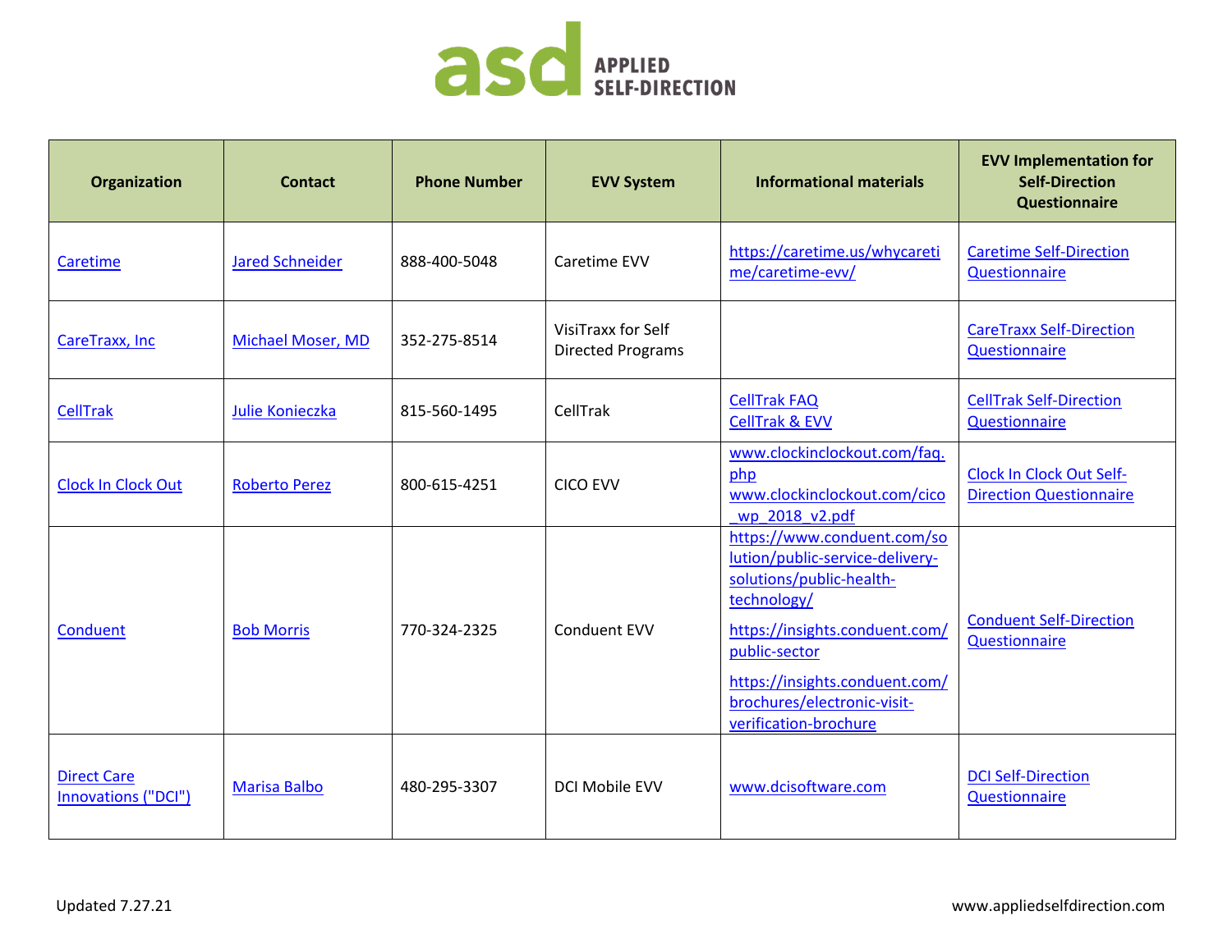| Organization | Contact | Phone Number | EVV System | Informational materials | EVV Implementation for Self-Direction Questionnaire |
|---|---|---|---|---|---|
| Caretime | Jared Schneider | 888-400-5048 | Caretime EVV | https://caretime.us/whycaretime/caretime-evv/ | Caretime Self-Direction Questionnaire |
| CareTraxx, Inc | Michael Moser, MD | 352-275-8514 | VisiTraxx for Self Directed Programs | | CareTraxx Self-Direction Questionnaire |
| CellTrak | Julie Konieczka | 815-560-1495 | CellTrak | CellTrak FAQ<br>CellTrak & EVV | CellTrak Self-Direction Questionnaire |
| Clock In Clock Out | Roberto Perez | 800-615-4251 | CICO EVV | www.clockinclockout.com/faq.php<br>www.clockinclockout.com/cico_wp_2018_v2.pdf | Clock In Clock Out Self-Direction Questionnaire |
| Conduent | Bob Morris | 770-324-2325 | Conduent EVV | https://www.conduent.com/solution/public-service-delivery-solutions/public-health-technology/<br>https://insights.conduent.com/public-sector<br>https://insights.conduent.com/brochures/electronic-visit-verification-brochure | Conduent Self-Direction Questionnaire |
| Direct Care Innovations ("DCI") | Marisa Balbo | 480-295-3307 | DCI Mobile EVV | www.dcisoftware.com | DCI Self-Direction Questionnaire |

Updated 7.27.21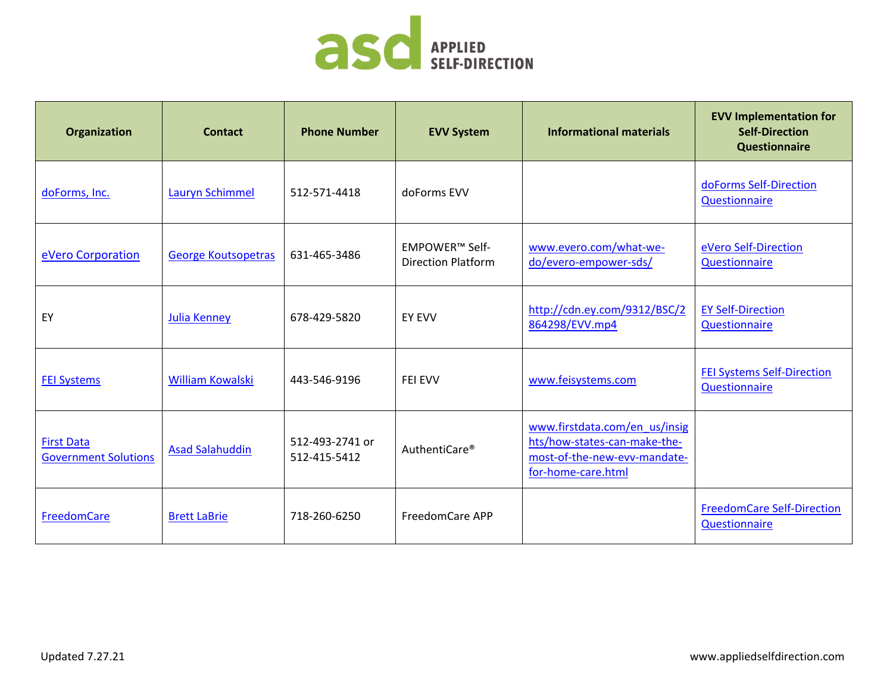| Organization | Contact | Phone Number | EVV System | Informational materials | EVV Implementation for Self-Direction Questionnaire |
|---|---|---|---|---|---|
| doForms, Inc. | Lauryn Schimmel | 512-571-4418 | doForms EVV | | doForms Self-Direction Questionnaire |
| eVero Corporation | George Koutsopetras | 631-465-3486 | EMPOWER™ Self-Direction Platform | www.evero.com/what-we-do/evero-empower-sds/ | eVero Self-Direction Questionnaire |
| EY | Julia Kenney | 678-429-5820 | EY EVV | http://cdn.ey.com/9312/BSC/2864298/EVV.mp4 | EY Self-Direction Questionnaire |
| FEI Systems | William Kowalski | 443-546-9196 | FEI EVV | www.feisystems.com | FEI Systems Self-Direction Questionnaire |
| First Data Government Solutions | Asad Salahuddin | 512-493-2741 or 512-415-5412 | AuthentiCare® | www.firstdata.com/en_us/insights/how-states-can-make-the-most-of-the-new-evv-mandate-for-home-care.html | |
| FreedomCare | Brett LaBrie | 718-260-6250 | FreedomCare APP | | FreedomCare Self-Direction Questionnaire |

Updated 7.27.21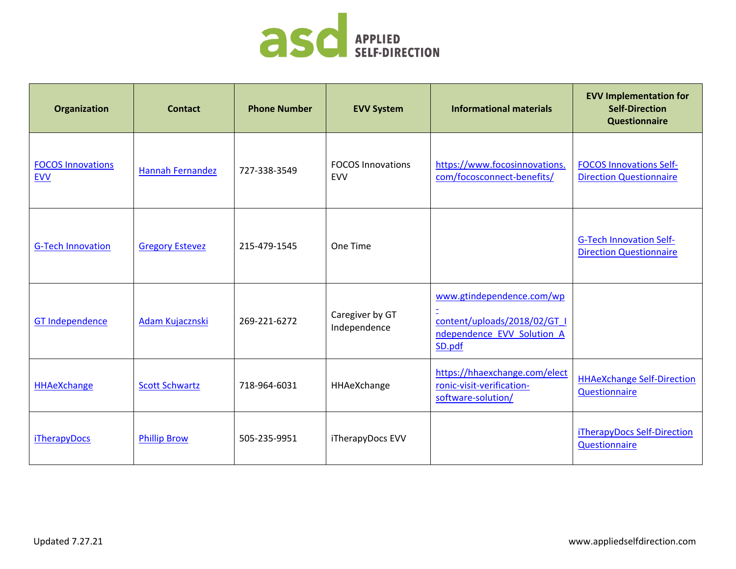| Organization | Contact | Phone Number | EVV System | Informational materials | EVV Implementation for Self-Direction Questionnaire |
|---|---|---|---|---|---|
| FOCOS Innovations EVV | Hannah Fernandez | 727-338-3549 | FOCOS Innovations EVV | https://www.focosinnovations.com/focosconnect-benefits/ | FOCOS Innovations Self-Direction Questionnaire |
| G-Tech Innovation | Gregory Estevez | 215-479-1545 | One Time | | G-Tech Innovation Self-Direction Questionnaire |
| GT Independence | Adam Kujacznski | 269-221-6272 | Caregiver by GT Independence | www.gtindependence.com/wp-content/uploads/2018/02/GT_Independence_EVV_Solution_ASD.pdf | |
| HHAeXchange | Scott Schwartz | 718-964-6031 | HHAeXchange | https://hhaexchange.com/electronic-visit-verification-software-solution/ | HHAeXchange Self-Direction Questionnaire |
| iTherapyDocs | Phillip Brow | 505-235-9951 | iTherapyDocs EVV | | iTherapyDocs Self-Direction Questionnaire |

Updated 7.27.21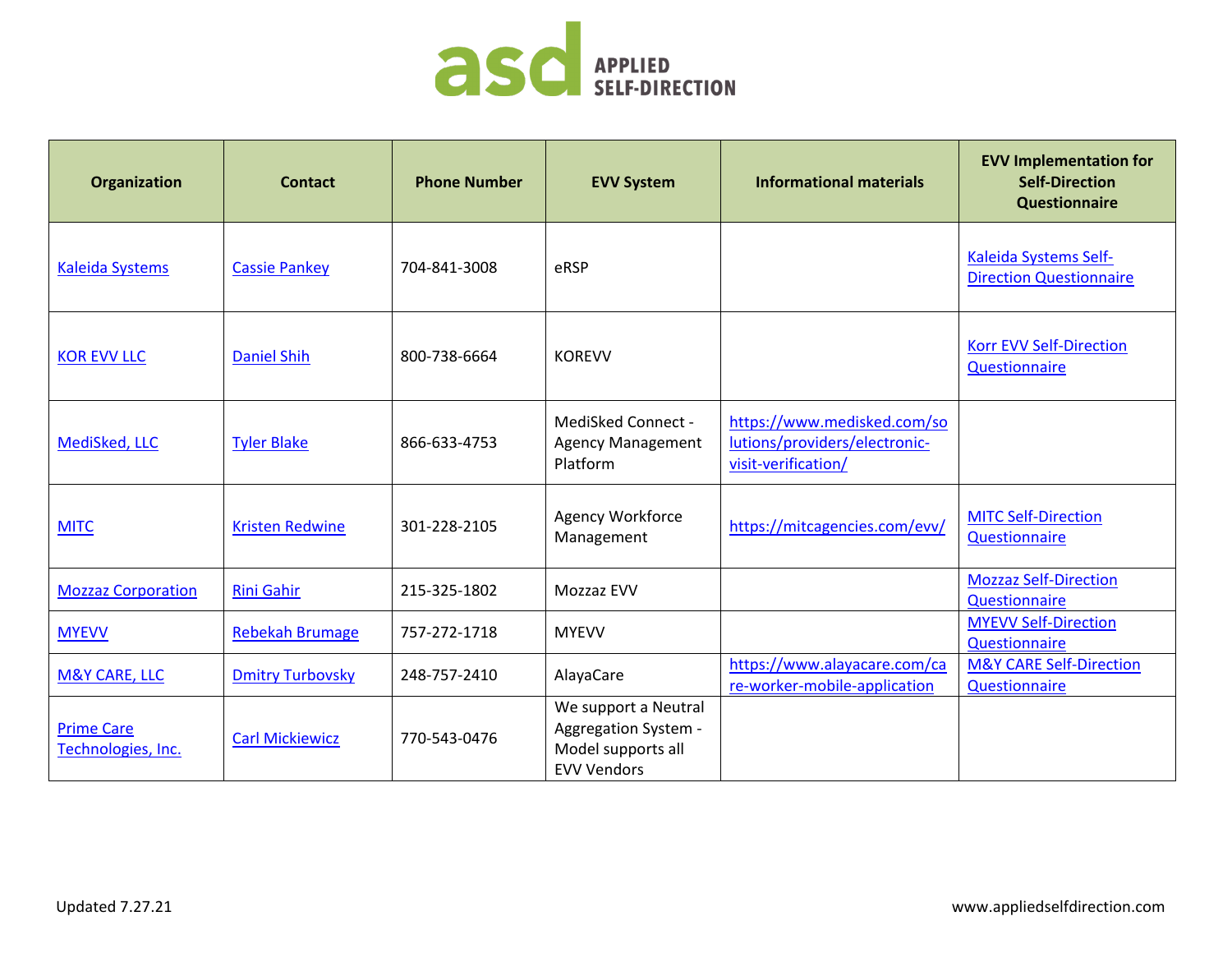| Organization | Contact | Phone Number | EVV System | Informational materials | EVV Implementation for Self-Direction Questionnaire |
|---|---|---|---|---|---|
| Kaleida Systems | Cassie Pankey | 704-841-3008 | eRSP | | Kaleida Systems Self-Direction Questionnaire |
| KOR EVV LLC | Daniel Shih | 800-738-6664 | KOREVV | | Korr EVV Self-Direction Questionnaire |
| MediSked, LLC | Tyler Blake | 866-633-4753 | MediSked Connect - Agency Management Platform | https://www.medisked.com/solutions/providers/electronic-visit-verification/ | |
| MITC | Kristen Redwine | 301-228-2105 | Agency Workforce Management | https://mitcagencies.com/evv/ | MITC Self-Direction Questionnaire |
| Mozzaz Corporation | Rini Gahir | 215-325-1802 | Mozzaz EVV | | Mozzaz Self-Direction Questionnaire |
| MYEVV | Rebekah Brumage | 757-272-1718 | MYEVV | | MYEVV Self-Direction Questionnaire |
| M&Y CARE, LLC | Dmitry Turbovsky | 248-757-2410 | AlayaCare | https://www.alayacare.com/care-worker-mobile-application | M&Y CARE Self-Direction Questionnaire |
| Prime Care Technologies, Inc. | Carl Mickiewicz | 770-543-0476 | We support a Neutral Aggregation System - Model supports all EVV Vendors | | |

Updated 7.27.21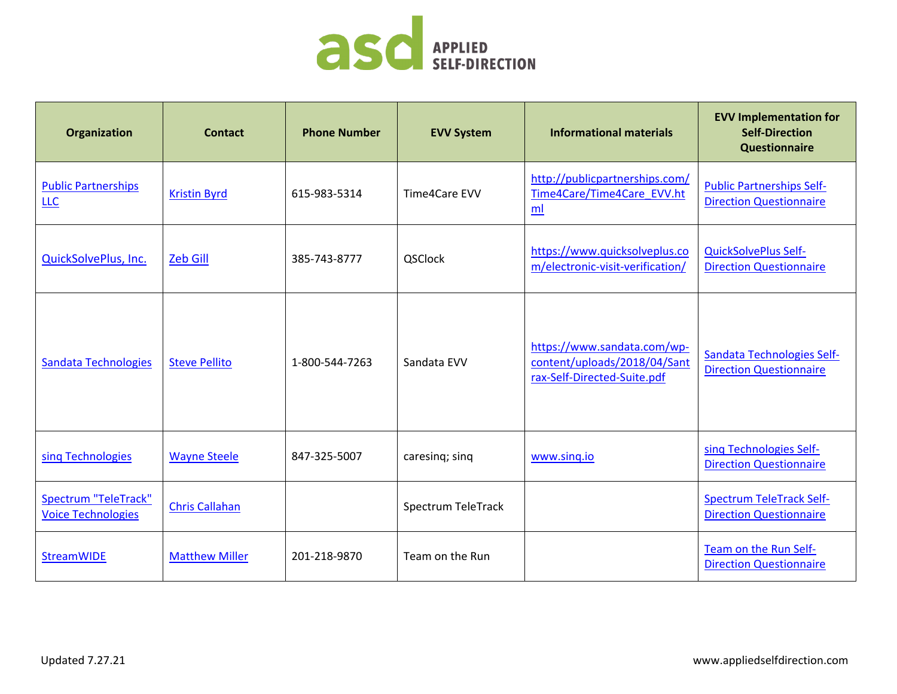| Organization | Contact | Phone Number | EVV System | Informational materials | EVV Implementation for Self-Direction Questionnaire |
|---|---|---|---|---|---|
| Public Partnerships LLC | Kristin Byrd | 615-983-5314 | Time4Care EVV | http://publicpartnerships.com/Time4Care/Time4Care_EVV.html | Public Partnerships Self-Direction Questionnaire |
| QuickSolvePlus, Inc. | Zeb Gill | 385-743-8777 | QSClock | https://www.quicksolveplus.com/electronic-visit-verification/ | QuickSolvePlus Self-Direction Questionnaire |
| Sandata Technologies | Steve Pellito | 1-800-544-7263 | Sandata EVV | https://www.sandata.com/wp-content/uploads/2018/04/Santrax-Self-Directed-Suite.pdf | Sandata Technologies Self-Direction Questionnaire |
| sinq Technologies | Wayne Steele | 847-325-5007 | caresinq; sinq | www.sinq.io | sinq Technologies Self-Direction Questionnaire |
| Spectrum "TeleTrack" Voice Technologies | Chris Callahan | | Spectrum TeleTrack | | Spectrum TeleTrack Self-Direction Questionnaire |
| StreamWIDE | Matthew Miller | 201-218-9870 | Team on the Run | | Team on the Run Self-Direction Questionnaire |

Updated 7.27.21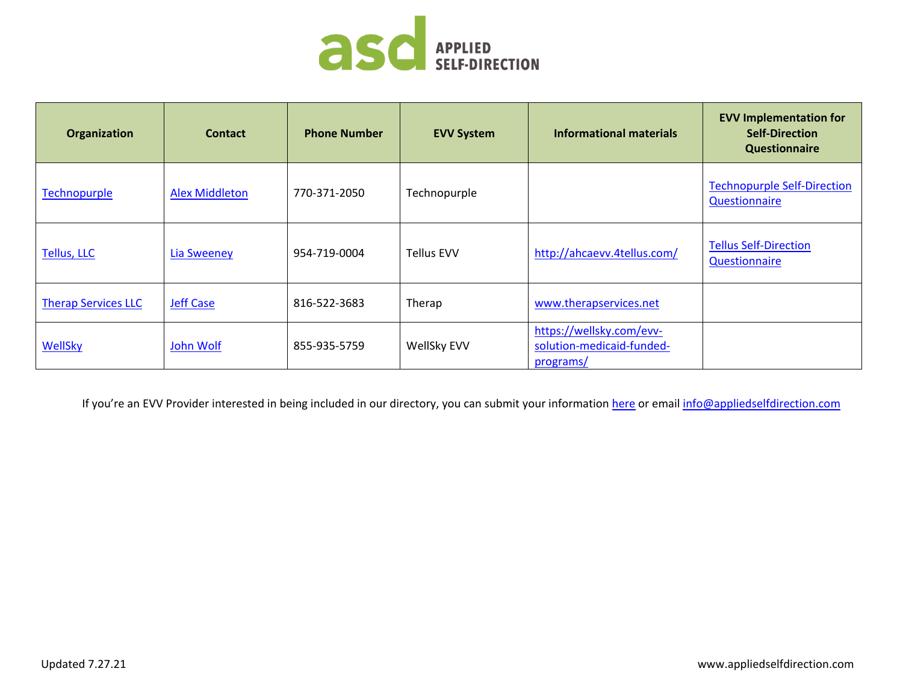| Organization | Contact | Phone Number | EVV System | Informational materials | EVV Implementation for Self-Direction Questionnaire |
|---|---|---|---|---|---|
| Technopurple | Alex Middleton | 770-371-2050 | Technopurple | | Technopurple Self-Direction Questionnaire |
| Tellus, LLC | Lia Sweeney | 954-719-0004 | Tellus EVV | http://ahcaevv.4tellus.com/ | Tellus Self-Direction Questionnaire |
| Therap Services LLC | Jeff Case | 816-522-3683 | Therap | www.therapservices.net | |
| WellSky | John Wolf | 855-935-5759 | WellSky EVV | https://wellsky.com/evv-solution-medicaid-funded-programs/ | |

If you're an EVV Provider interested in being included in our directory, you can submit your information here or email info@appliedselfdirection.com

Updated 7.27.21